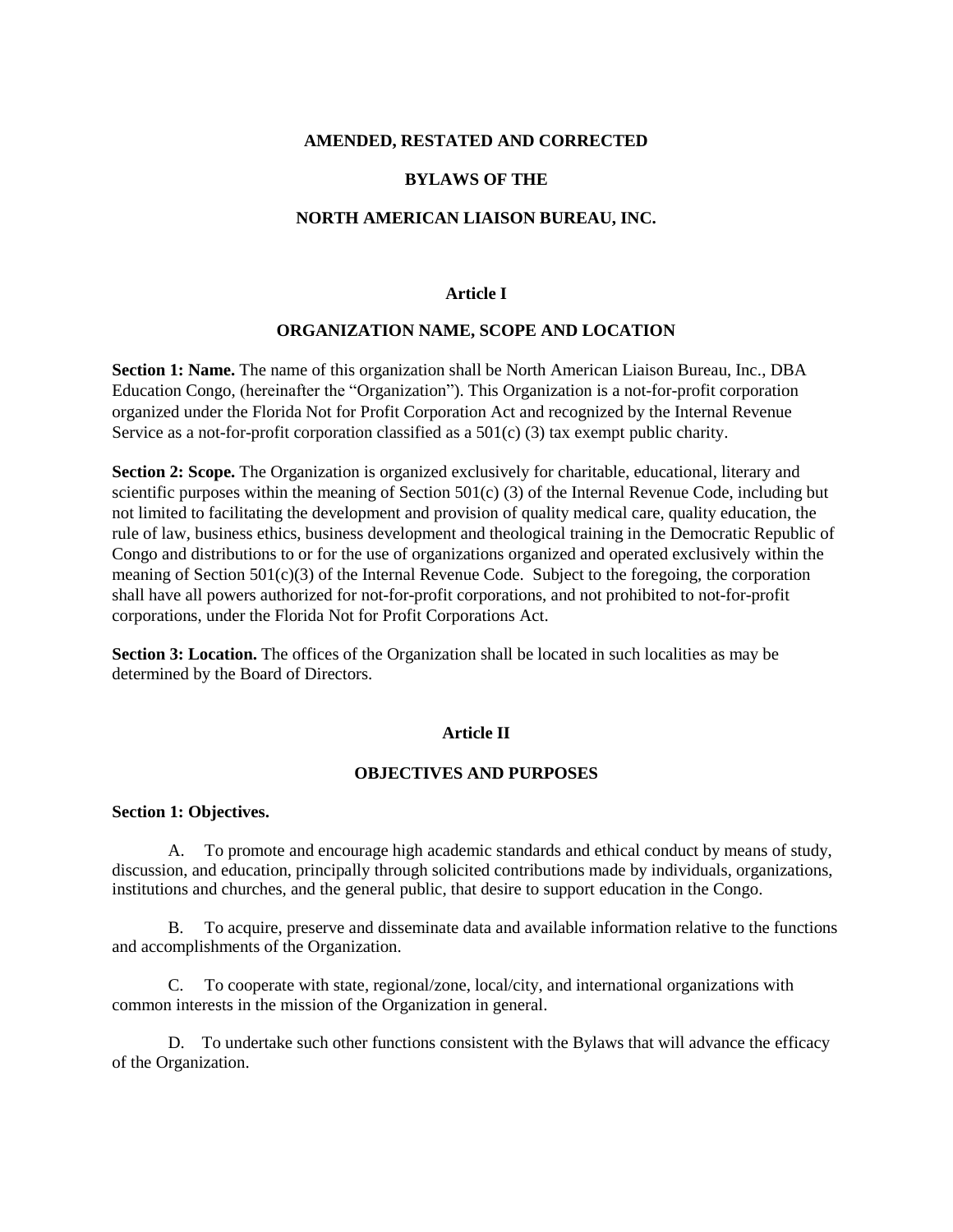# AMENDED, RESTATED AND CORRECTED

# BYLAWS OF THE

# NORTH AMERICAN LIAISON BUREAU, INC.

## Article I

## ORGANIZATION NAME, SCOPE AND LOCATION

**Section 1: Name.** The name of this organization shall be North American Liaison Bureau, Inc., DBA Education Congo, (hereinafter the "Organization"). This Organization is a not-for-profit corporation organized under the Florida Not for Profit Corporation Act and recognized by the Internal Revenue Service as a not-for-profit corporation classified as a 501(c) (3) tax exempt public charity.

**Section 2: Scope.** The Organization is organized exclusively for charitable, educational, literary and scientific purposes within the meaning of Section 501(c) (3) of the Internal Revenue Code, including but not limited to facilitating the development and provision of quality medical care, quality education, the rule of law, business ethics, business development and theological training in the Democratic Republic of Congo and distributions to or for the use of organizations organized and operated exclusively within the meaning of Section 501(c)(3) of the Internal Revenue Code. Subject to the foregoing, the corporation shall have all powers authorized for not-for-profit corporations, and not prohibited to not-for-profit corporations, under the Florida Not for Profit Corporations Act.

**Section 3: Location.** The offices of the Organization shall be located in such localities as may be determined by the Board of Directors.

## Article II

## OBJECTIVES AND PURPOSES

**Section 1: Objectives.**

A. To promote and encourage high academic standards and ethical conduct by means of study, discussion, and education, principally through solicited contributions made by individuals, organizations, institutions and churches, and the general public, that desire to support education in the Congo.

B. To acquire, preserve and disseminate data and available information relative to the functions and accomplishments of the Organization.

C. To cooperate with state, regional/zone, local/city, and international organizations with common interests in the mission of the Organization in general.

D. To undertake such other functions consistent with the Bylaws that will advance the efficacy of the Organization.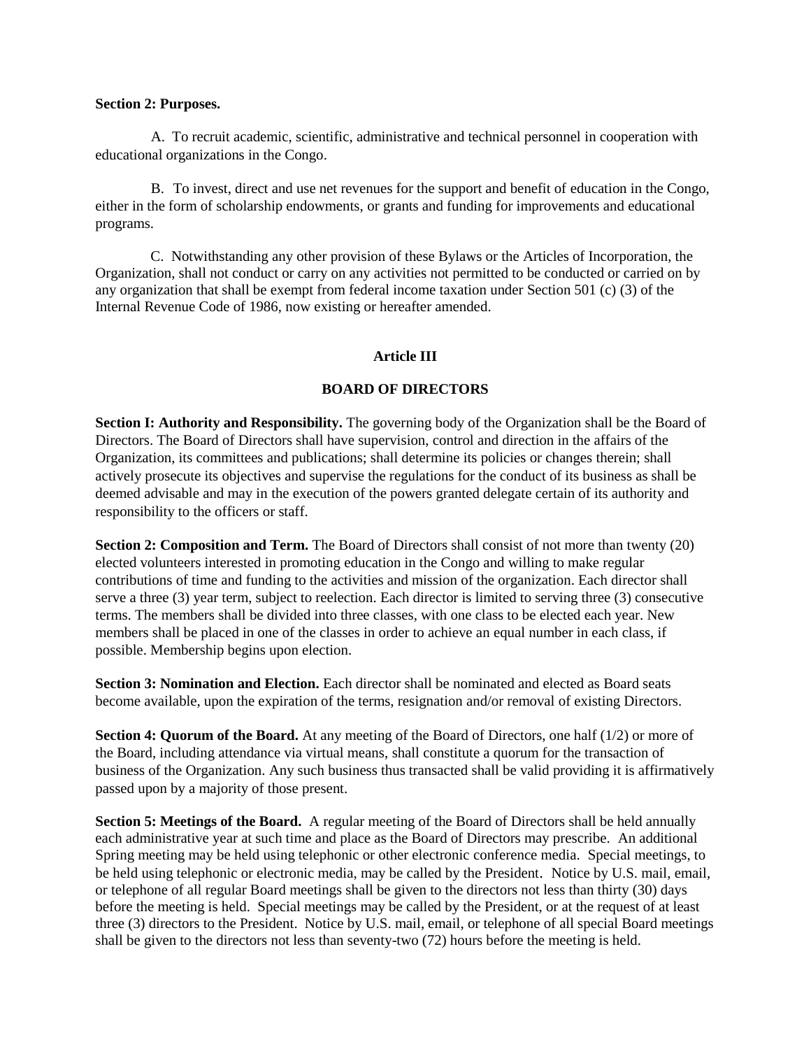**Section 2: Purposes.**

A. To recruit academic, scientific, administrative and technical personnel in cooperation with educational organizations in the Congo.

B. To invest, direct and use net revenues for the support and benefit of education in the Congo, either in the form of scholarship endowments, or grants and funding for improvements and educational programs.

C. Notwithstanding any other provision of these Bylaws or the Articles of Incorporation, the Organization, shall not conduct or carry on any activities not permitted to be conducted or carried on by any organization that shall be exempt from federal income taxation under Section 501 (c) (3) of the Internal Revenue Code of 1986, now existing or hereafter amended.

## Article III

## BOARD OF DIRECTORS

**Section I: Authority and Responsibility.** The governing body of the Organization shall be the Board of Directors. The Board of Directors shall have supervision, control and direction in the affairs of the Organization, its committees and publications; shall determine its policies or changes therein; shall actively prosecute its objectives and supervise the regulations for the conduct of its business as shall be deemed advisable and may in the execution of the powers granted delegate certain of its authority and responsibility to the officers or staff.

**Section 2: Composition and Term.** The Board of Directors shall consist of not more than twenty (20) elected volunteers interested in promoting education in the Congo and willing to make regular contributions of time and funding to the activities and mission of the organization. Each director shall serve a three (3) year term, subject to reelection. Each director is limited to serving three (3) consecutive terms. The members shall be divided into three classes, with one class to be elected each year. New members shall be placed in one of the classes in order to achieve an equal number in each class, if possible. Membership begins upon election.

**Section 3: Nomination and Election.** Each director shall be nominated and elected as Board seats become available, upon the expiration of the terms, resignation and/or removal of existing Directors.

**Section 4: Quorum of the Board.** At any meeting of the Board of Directors, one half (1/2) or more of the Board, including attendance via virtual means, shall constitute a quorum for the transaction of business of the Organization. Any such business thus transacted shall be valid providing it is affirmatively passed upon by a majority of those present.

**Section 5: Meetings of the Board.** A regular meeting of the Board of Directors shall be held annually each administrative year at such time and place as the Board of Directors may prescribe. An additional Spring meeting may be held using telephonic or other electronic conference media. Special meetings, to be held using telephonic or electronic media, may be called by the President. Notice by U.S. mail, email, or telephone of all regular Board meetings shall be given to the directors not less than thirty (30) days before the meeting is held. Special meetings may be called by the President, or at the request of at least three (3) directors to the President. Notice by U.S. mail, email, or telephone of all special Board meetings shall be given to the directors not less than seventy-two (72) hours before the meeting is held.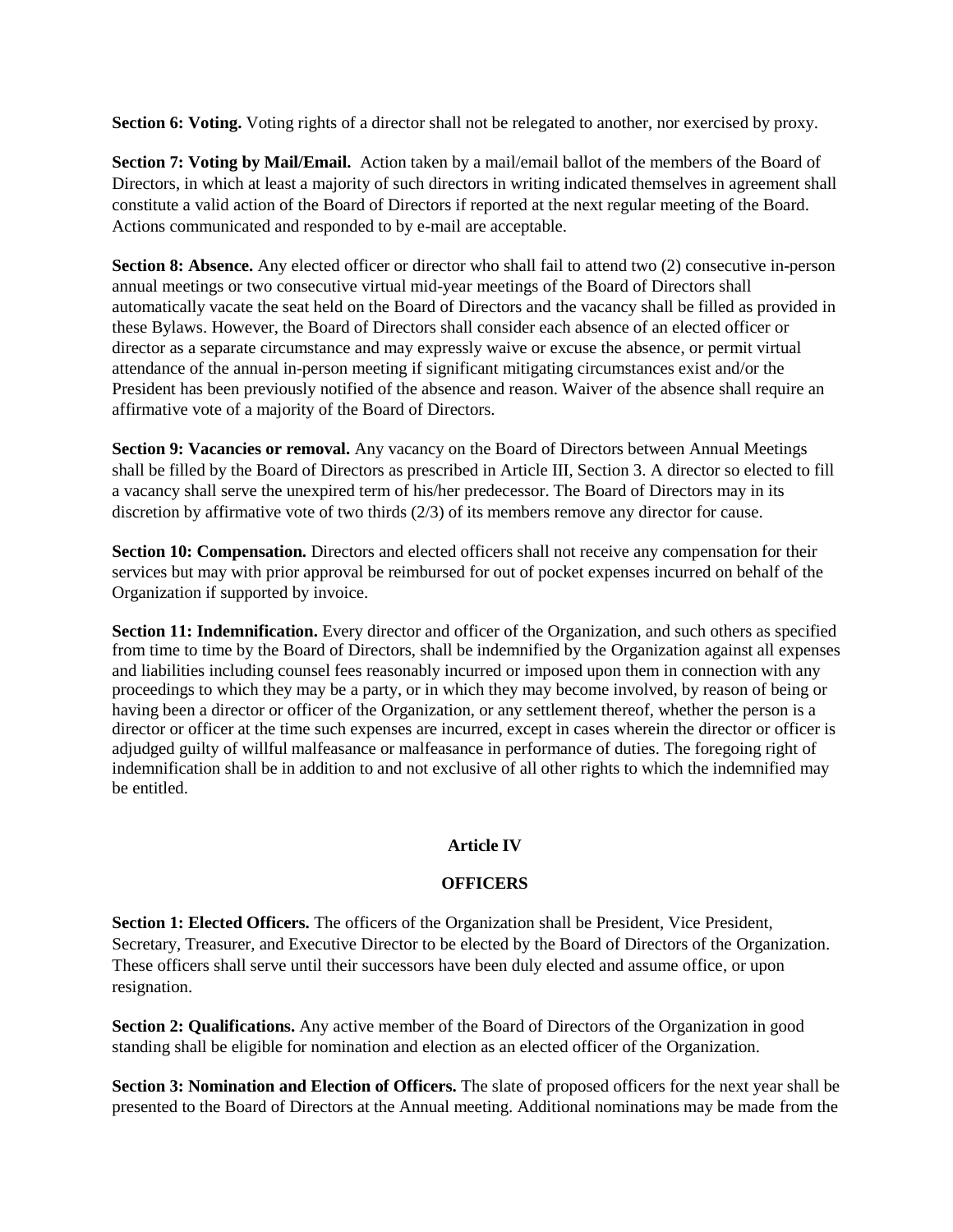**Section 6: Voting.** Voting rights of a director shall not be relegated to another, nor exercised by proxy.

**Section 7: Voting by Mail/Email.** Action taken by a mail/email ballot of the members of the Board of Directors, in which at least a majority of such directors in writing indicated themselves in agreement shall constitute a valid action of the Board of Directors if reported at the next regular meeting of the Board. Actions communicated and responded to by e-mail are acceptable.

**Section 8: Absence.** Any elected officer or director who shall fail to attend two (2) consecutive in-person annual meetings or two consecutive virtual mid-year meetings of the Board of Directors shall automatically vacate the seat held on the Board of Directors and the vacancy shall be filled as provided in these Bylaws. However, the Board of Directors shall consider each absence of an elected officer or director as a separate circumstance and may expressly waive or excuse the absence, or permit virtual attendance of the annual in-person meeting if significant mitigating circumstances exist and/or the President has been previously notified of the absence and reason. Waiver of the absence shall require an affirmative vote of a majority of the Board of Directors.

**Section 9: Vacancies or removal.** Any vacancy on the Board of Directors between Annual Meetings shall be filled by the Board of Directors as prescribed in Article III, Section 3. A director so elected to fill a vacancy shall serve the unexpired term of his/her predecessor. The Board of Directors may in its discretion by affirmative vote of two thirds (2/3) of its members remove any director for cause.

**Section 10: Compensation.** Directors and elected officers shall not receive any compensation for their services but may with prior approval be reimbursed for out of pocket expenses incurred on behalf of the Organization if supported by invoice.

**Section 11: Indemnification.** Every director and officer of the Organization, and such others as specified from time to time by the Board of Directors, shall be indemnified by the Organization against all expenses and liabilities including counsel fees reasonably incurred or imposed upon them in connection with any proceedings to which they may be a party, or in which they may become involved, by reason of being or having been a director or officer of the Organization, or any settlement thereof, whether the person is a director or officer at the time such expenses are incurred, except in cases wherein the director or officer is adjudged guilty of willful malfeasance or malfeasance in performance of duties. The foregoing right of indemnification shall be in addition to and not exclusive of all other rights to which the indemnified may be entitled.

## Article IV

## OFFICERS

**Section 1: Elected Officers.** The officers of the Organization shall be President, Vice President, Secretary, Treasurer, and Executive Director to be elected by the Board of Directors of the Organization. These officers shall serve until their successors have been duly elected and assume office, or upon resignation.

**Section 2: Qualifications.** Any active member of the Board of Directors of the Organization in good standing shall be eligible for nomination and election as an elected officer of the Organization.

**Section 3: Nomination and Election of Officers.** The slate of proposed officers for the next year shall be presented to the Board of Directors at the Annual meeting. Additional nominations may be made from the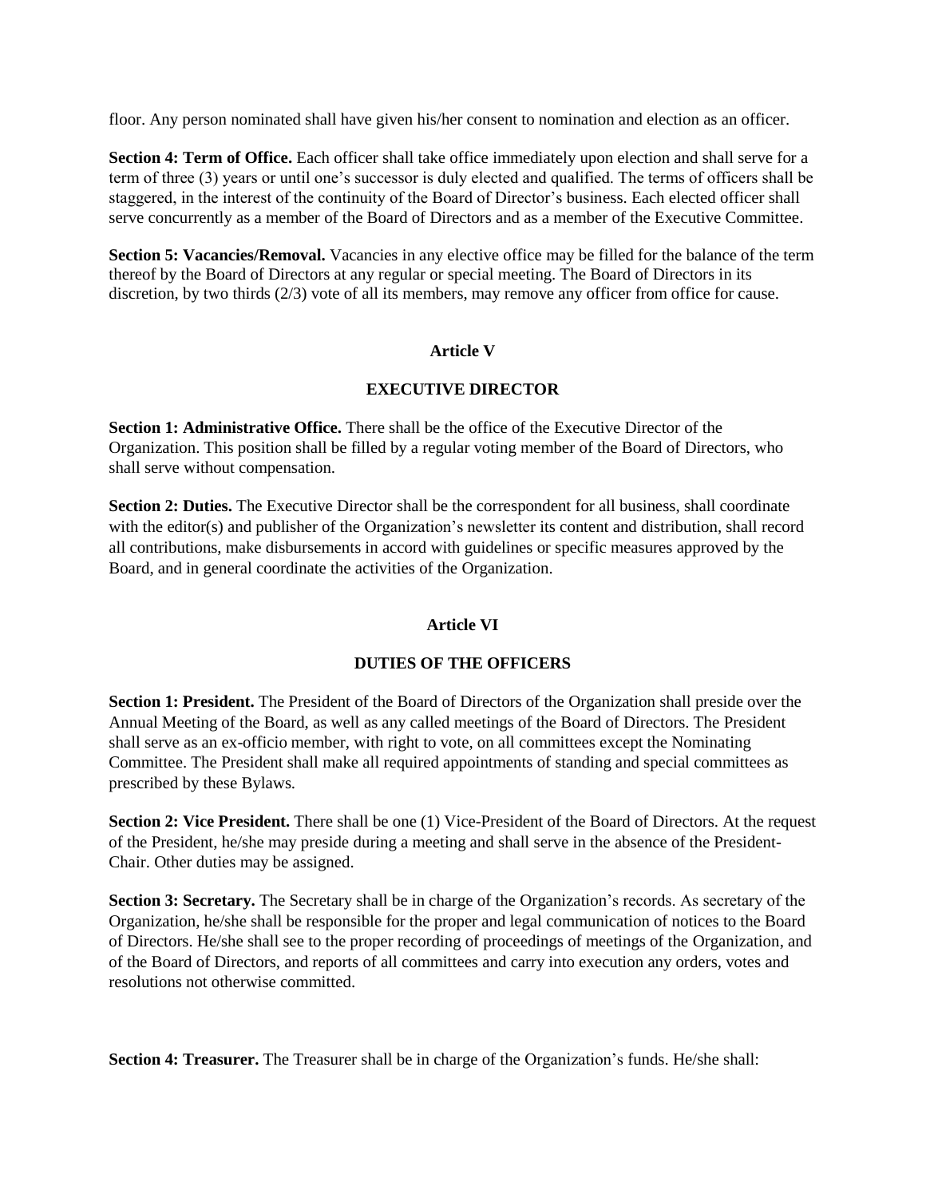floor. Any person nominated shall have given his/her consent to nomination and election as an officer.

**Section 4: Term of Office.** Each officer shall take office immediately upon election and shall serve for a term of three (3) years or until one's successor is duly elected and qualified. The terms of officers shall be staggered, in the interest of the continuity of the Board of Director's business. Each elected officer shall serve concurrently as a member of the Board of Directors and as a member of the Executive Committee.

**Section 5: Vacancies/Removal.** Vacancies in any elective office may be filled for the balance of the term thereof by the Board of Directors at any regular or special meeting. The Board of Directors in its discretion, by two thirds (2/3) vote of all its members, may remove any officer from office for cause.

## Article V

## EXECUTIVE DIRECTOR

**Section 1: Administrative Office.** There shall be the office of the Executive Director of the Organization. This position shall be filled by a regular voting member of the Board of Directors, who shall serve without compensation.

**Section 2: Duties.** The Executive Director shall be the correspondent for all business, shall coordinate with the editor(s) and publisher of the Organization's newsletter its content and distribution, shall record all contributions, make disbursements in accord with guidelines or specific measures approved by the Board, and in general coordinate the activities of the Organization.

## Article VI

## DUTIES OF THE OFFICERS

**Section 1: President.** The President of the Board of Directors of the Organization shall preside over the Annual Meeting of the Board, as well as any called meetings of the Board of Directors. The President shall serve as an ex-officio member, with right to vote, on all committees except the Nominating Committee. The President shall make all required appointments of standing and special committees as prescribed by these Bylaws.

**Section 2: Vice President.** There shall be one (1) Vice-President of the Board of Directors. At the request of the President, he/she may preside during a meeting and shall serve in the absence of the President-Chair. Other duties may be assigned.

**Section 3: Secretary.** The Secretary shall be in charge of the Organization's records. As secretary of the Organization, he/she shall be responsible for the proper and legal communication of notices to the Board of Directors. He/she shall see to the proper recording of proceedings of meetings of the Organization, and of the Board of Directors, and reports of all committees and carry into execution any orders, votes and resolutions not otherwise committed.

**Section 4: Treasurer.** The Treasurer shall be in charge of the Organization's funds. He/she shall: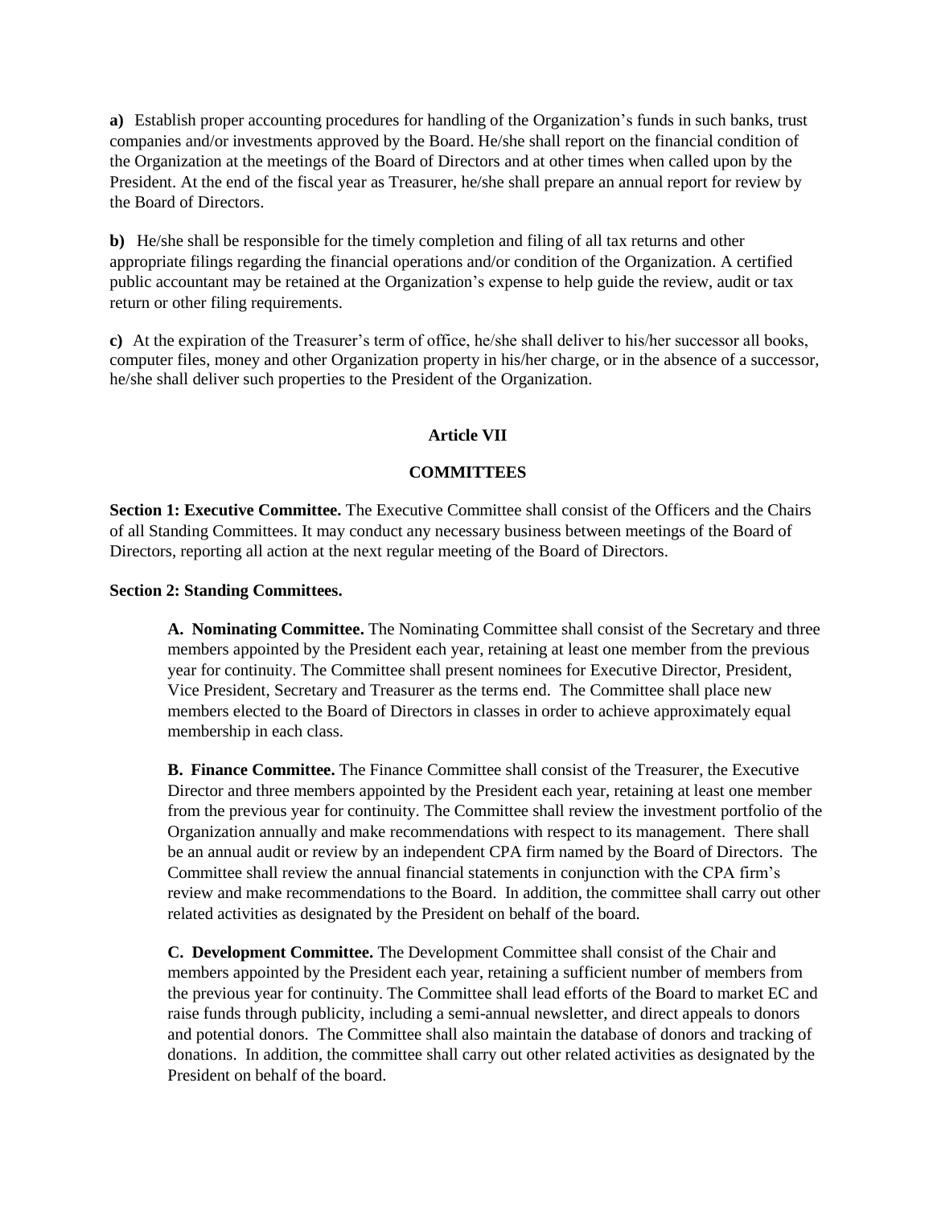**a)** Establish proper accounting procedures for handling of the Organization's funds in such banks, trust companies and/or investments approved by the Board. He/she shall report on the financial condition of the Organization at the meetings of the Board of Directors and at other times when called upon by the President. At the end of the fiscal year as Treasurer, he/she shall prepare an annual report for review by the Board of Directors.

**b)** He/she shall be responsible for the timely completion and filing of all tax returns and other appropriate filings regarding the financial operations and/or condition of the Organization. A certified public accountant may be retained at the Organization's expense to help guide the review, audit or tax return or other filing requirements.

**c)** At the expiration of the Treasurer's term of office, he/she shall deliver to his/her successor all books, computer files, money and other Organization property in his/her charge, or in the absence of a successor, he/she shall deliver such properties to the President of the Organization.

## Article VII

## COMMITTEES

**Section 1: Executive Committee.** The Executive Committee shall consist of the Officers and the Chairs of all Standing Committees. It may conduct any necessary business between meetings of the Board of Directors, reporting all action at the next regular meeting of the Board of Directors.

**Section 2: Standing Committees.**

**A. Nominating Committee.** The Nominating Committee shall consist of the Secretary and three members appointed by the President each year, retaining at least one member from the previous year for continuity. The Committee shall present nominees for Executive Director, President, Vice President, Secretary and Treasurer as the terms end. The Committee shall place new members elected to the Board of Directors in classes in order to achieve approximately equal membership in each class.

**B. Finance Committee.** The Finance Committee shall consist of the Treasurer, the Executive Director and three members appointed by the President each year, retaining at least one member from the previous year for continuity. The Committee shall review the investment portfolio of the Organization annually and make recommendations with respect to its management. There shall be an annual audit or review by an independent CPA firm named by the Board of Directors. The Committee shall review the annual financial statements in conjunction with the CPA firm's review and make recommendations to the Board. In addition, the committee shall carry out other related activities as designated by the President on behalf of the board.

**C. Development Committee.** The Development Committee shall consist of the Chair and members appointed by the President each year, retaining a sufficient number of members from the previous year for continuity. The Committee shall lead efforts of the Board to market EC and raise funds through publicity, including a semi-annual newsletter, and direct appeals to donors and potential donors. The Committee shall also maintain the database of donors and tracking of donations. In addition, the committee shall carry out other related activities as designated by the President on behalf of the board.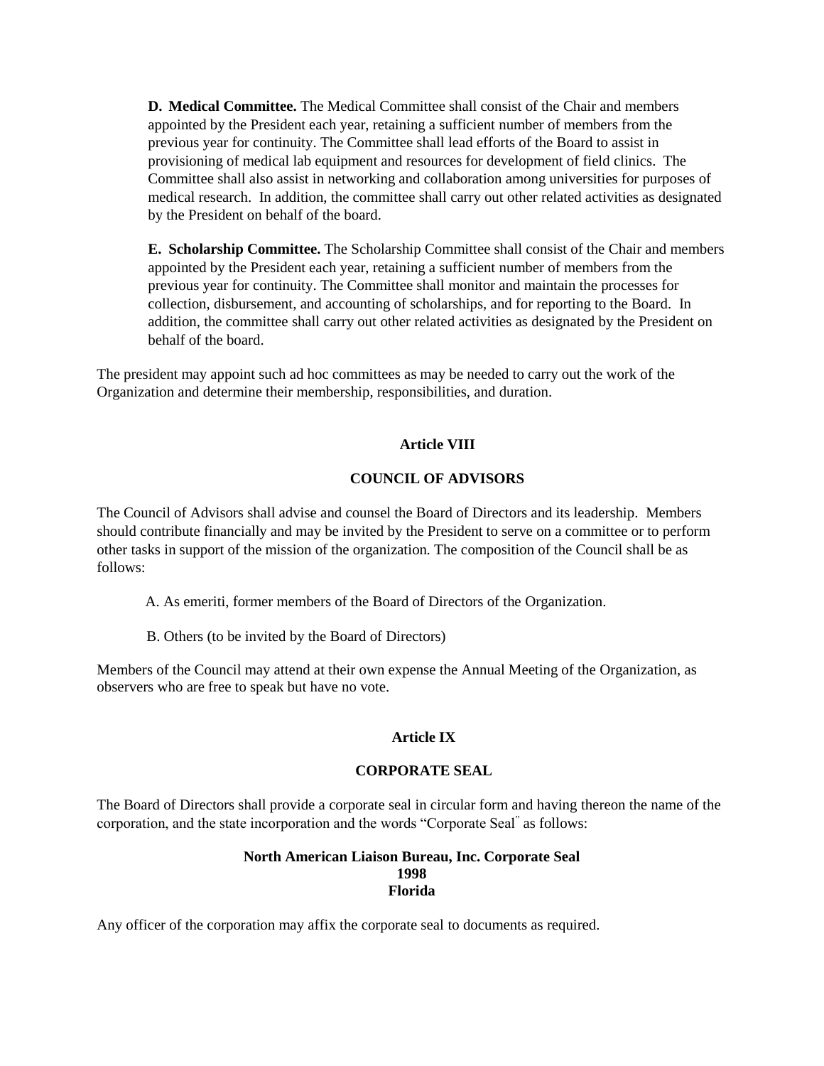**D. Medical Committee.** The Medical Committee shall consist of the Chair and members appointed by the President each year, retaining a sufficient number of members from the previous year for continuity. The Committee shall lead efforts of the Board to assist in provisioning of medical lab equipment and resources for development of field clinics. The Committee shall also assist in networking and collaboration among universities for purposes of medical research. In addition, the committee shall carry out other related activities as designated by the President on behalf of the board.

**E. Scholarship Committee.** The Scholarship Committee shall consist of the Chair and members appointed by the President each year, retaining a sufficient number of members from the previous year for continuity. The Committee shall monitor and maintain the processes for collection, disbursement, and accounting of scholarships, and for reporting to the Board. In addition, the committee shall carry out other related activities as designated by the President on behalf of the board.

The president may appoint such ad hoc committees as may be needed to carry out the work of the Organization and determine their membership, responsibilities, and duration.

## Article VIII

## COUNCIL OF ADVISORS

The Council of Advisors shall advise and counsel the Board of Directors and its leadership. Members should contribute financially and may be invited by the President to serve on a committee or to perform other tasks in support of the mission of the organization. The composition of the Council shall be as follows:

A. As emeriti, former members of the Board of Directors of the Organization.

B. Others (to be invited by the Board of Directors)

Members of the Council may attend at their own expense the Annual Meeting of the Organization, as observers who are free to speak but have no vote.

## Article IX

## CORPORATE SEAL

The Board of Directors shall provide a corporate seal in circular form and having thereon the name of the corporation, and the state incorporation and the words "Corporate Seal" as follows:

**North American Liaison Bureau, Inc. Corporate Seal**
**1998**
**Florida**

Any officer of the corporation may affix the corporate seal to documents as required.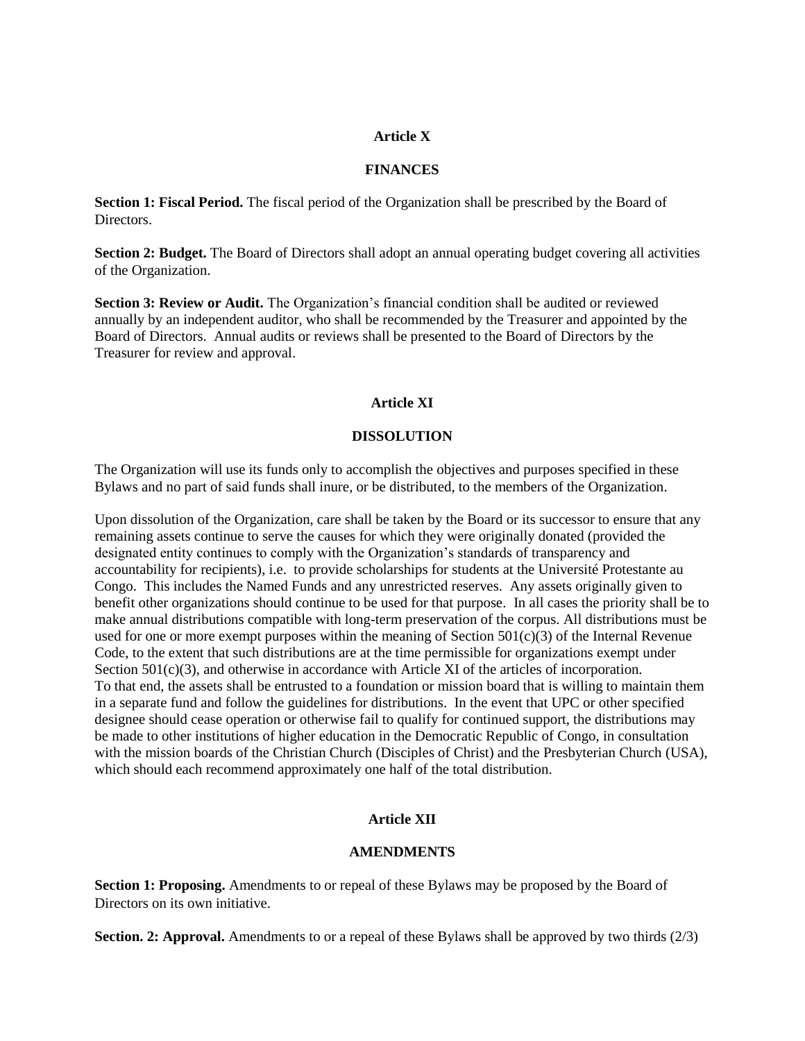## Article X

## FINANCES

**Section 1: Fiscal Period.** The fiscal period of the Organization shall be prescribed by the Board of Directors.

**Section 2: Budget.** The Board of Directors shall adopt an annual operating budget covering all activities of the Organization.

**Section 3: Review or Audit.** The Organization's financial condition shall be audited or reviewed annually by an independent auditor, who shall be recommended by the Treasurer and appointed by the Board of Directors. Annual audits or reviews shall be presented to the Board of Directors by the Treasurer for review and approval.

## Article XI

## DISSOLUTION

The Organization will use its funds only to accomplish the objectives and purposes specified in these Bylaws and no part of said funds shall inure, or be distributed, to the members of the Organization.

Upon dissolution of the Organization, care shall be taken by the Board or its successor to ensure that any remaining assets continue to serve the causes for which they were originally donated (provided the designated entity continues to comply with the Organization's standards of transparency and accountability for recipients), i.e. to provide scholarships for students at the Université Protestante au Congo. This includes the Named Funds and any unrestricted reserves. Any assets originally given to benefit other organizations should continue to be used for that purpose. In all cases the priority shall be to make annual distributions compatible with long-term preservation of the corpus. All distributions must be used for one or more exempt purposes within the meaning of Section 501(c)(3) of the Internal Revenue Code, to the extent that such distributions are at the time permissible for organizations exempt under Section 501(c)(3), and otherwise in accordance with Article XI of the articles of incorporation. To that end, the assets shall be entrusted to a foundation or mission board that is willing to maintain them in a separate fund and follow the guidelines for distributions. In the event that UPC or other specified designee should cease operation or otherwise fail to qualify for continued support, the distributions may be made to other institutions of higher education in the Democratic Republic of Congo, in consultation with the mission boards of the Christian Church (Disciples of Christ) and the Presbyterian Church (USA), which should each recommend approximately one half of the total distribution.

## Article XII

## AMENDMENTS

**Section 1: Proposing.** Amendments to or repeal of these Bylaws may be proposed by the Board of Directors on its own initiative.

**Section. 2: Approval.** Amendments to or a repeal of these Bylaws shall be approved by two thirds (2/3)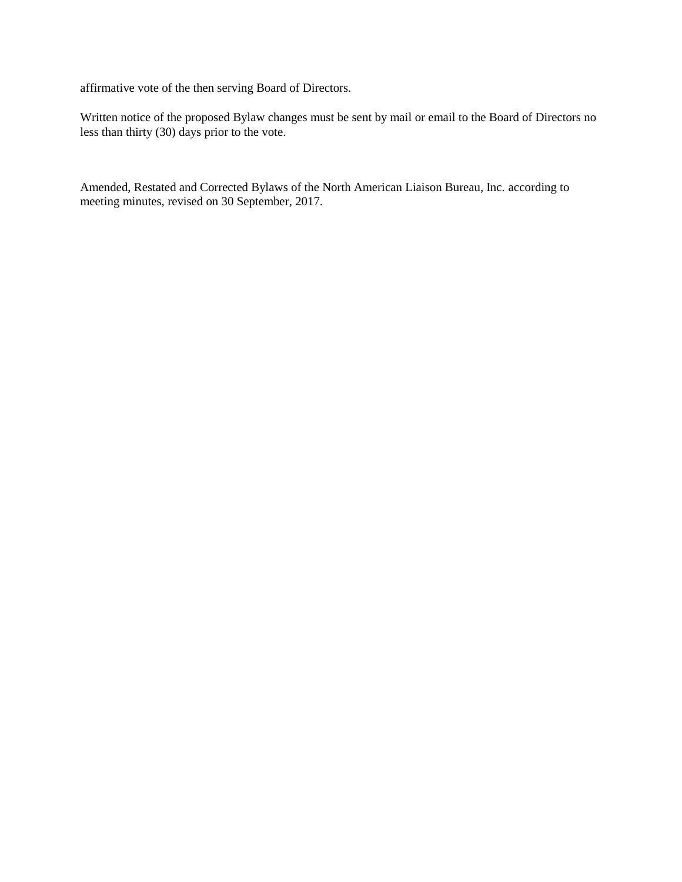affirmative vote of the then serving Board of Directors.

Written notice of the proposed Bylaw changes must be sent by mail or email to the Board of Directors no less than thirty (30) days prior to the vote.

Amended, Restated and Corrected Bylaws of the North American Liaison Bureau, Inc. according to meeting minutes, revised on 30 September, 2017.